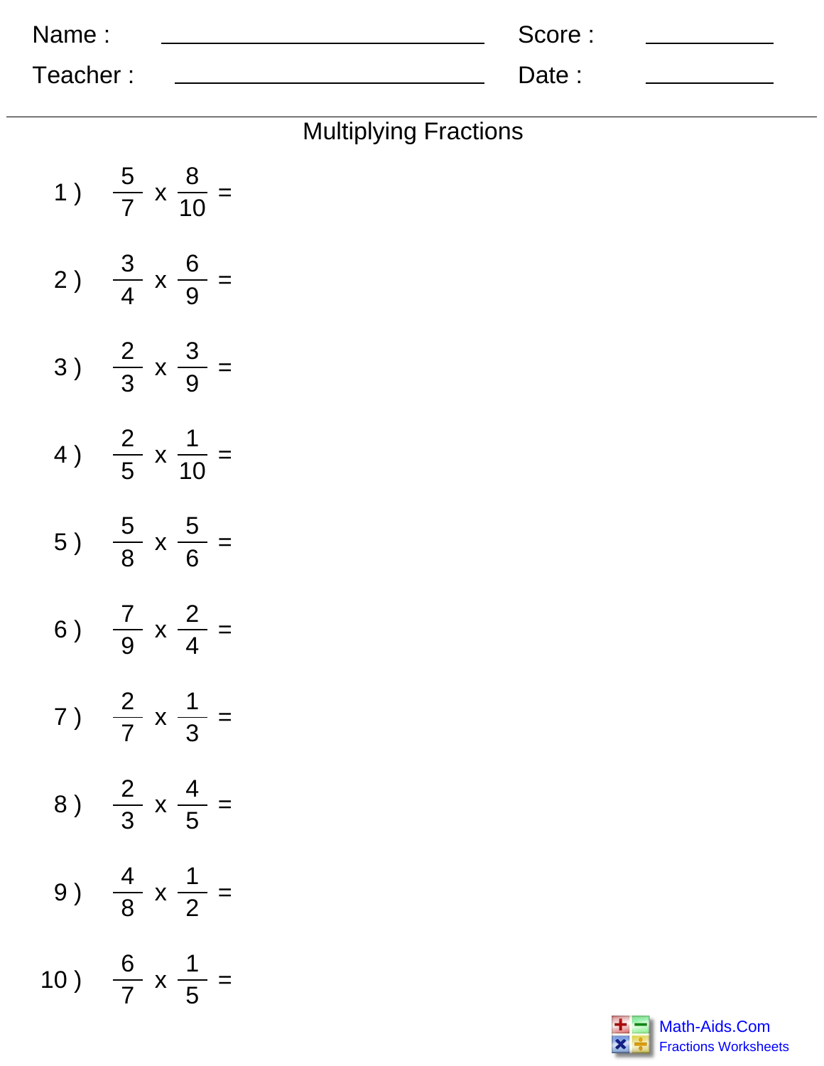Name : ______________________________ Score : ___________

Teacher : ______________________________ Date : ___________

# Multiplying Fractions

1 ) $\frac{5}{7} \times \frac{8}{10} =$

2 ) $\frac{3}{4} \times \frac{6}{9} =$

3 ) $\frac{2}{3} \times \frac{3}{9} =$

4 ) $\frac{2}{5} \times \frac{1}{10} =$

5 ) $\frac{5}{8} \times \frac{5}{6} =$

6 ) $\frac{7}{9} \times \frac{2}{4} =$

7 ) $\frac{2}{7} \times \frac{1}{3} =$

8 ) $\frac{2}{3} \times \frac{4}{5} =$

9 ) $\frac{4}{8} \times \frac{1}{2} =$

10 ) $\frac{6}{7} \times \frac{1}{5} =$

Math-Aids.Com
Fractions Worksheets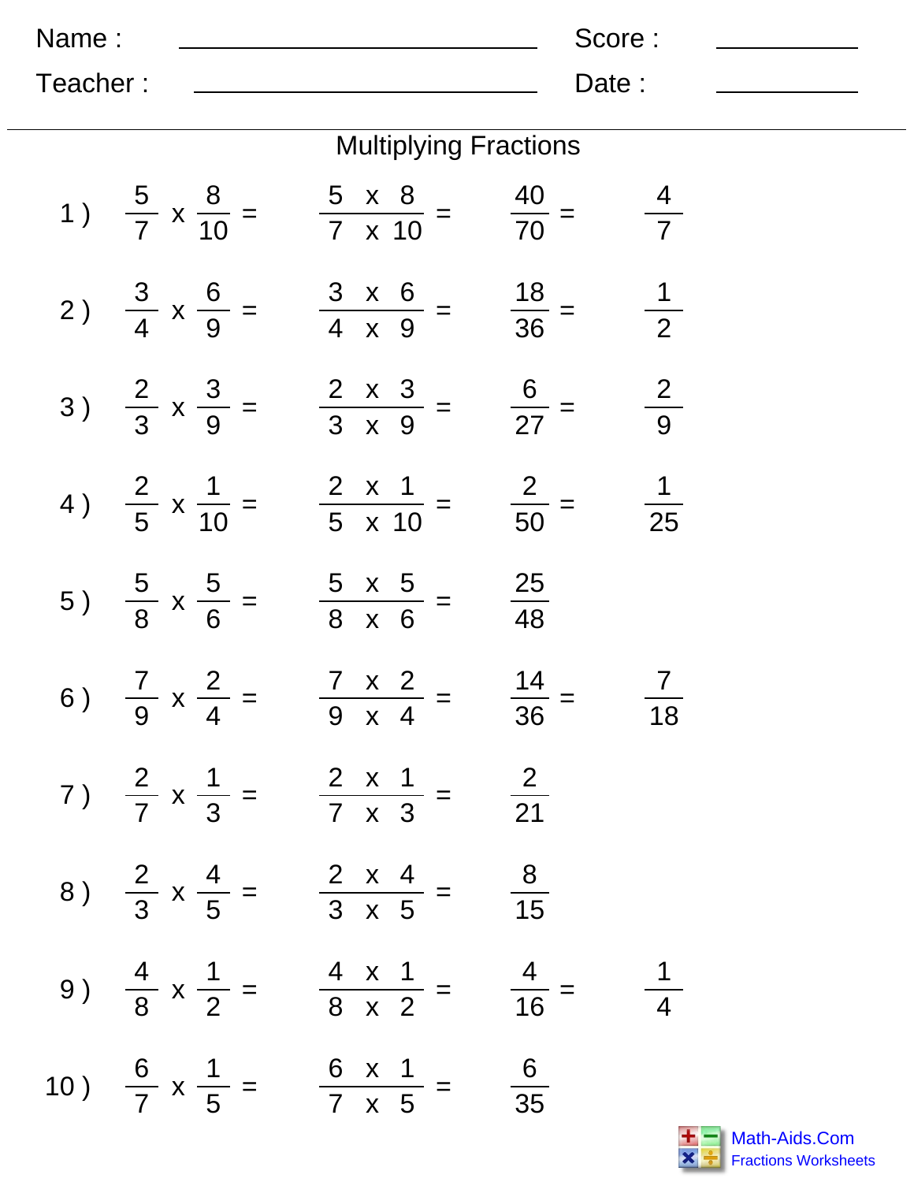Name : ______________________ Score : __________

Teacher : ______________________ Date : __________

## Multiplying Fractions

1 ) $\frac{5}{7} \times \frac{8}{10} = \frac{5 \times 8}{7 \times 10} = \frac{40}{70} = \frac{4}{7}$

2 ) $\frac{3}{4} \times \frac{6}{9} = \frac{3 \times 6}{4 \times 9} = \frac{18}{36} = \frac{1}{2}$

3 ) $\frac{2}{3} \times \frac{3}{9} = \frac{2 \times 3}{3 \times 9} = \frac{6}{27} = \frac{2}{9}$

4 ) $\frac{2}{5} \times \frac{1}{10} = \frac{2 \times 1}{5 \times 10} = \frac{2}{50} = \frac{1}{25}$

5 ) $\frac{5}{8} \times \frac{5}{6} = \frac{5 \times 5}{8 \times 6} = \frac{25}{48}$

6 ) $\frac{7}{9} \times \frac{2}{4} = \frac{7 \times 2}{9 \times 4} = \frac{14}{36} = \frac{7}{18}$

7 ) $\frac{2}{7} \times \frac{1}{3} = \frac{2 \times 1}{7 \times 3} = \frac{2}{21}$

8 ) $\frac{2}{3} \times \frac{4}{5} = \frac{2 \times 4}{3 \times 5} = \frac{8}{15}$

9 ) $\frac{4}{8} \times \frac{1}{2} = \frac{4 \times 1}{8 \times 2} = \frac{4}{16} = \frac{1}{4}$

10 ) $\frac{6}{7} \times \frac{1}{5} = \frac{6 \times 1}{7 \times 5} = \frac{6}{35}$

Math-Aids.Com
Fractions Worksheets